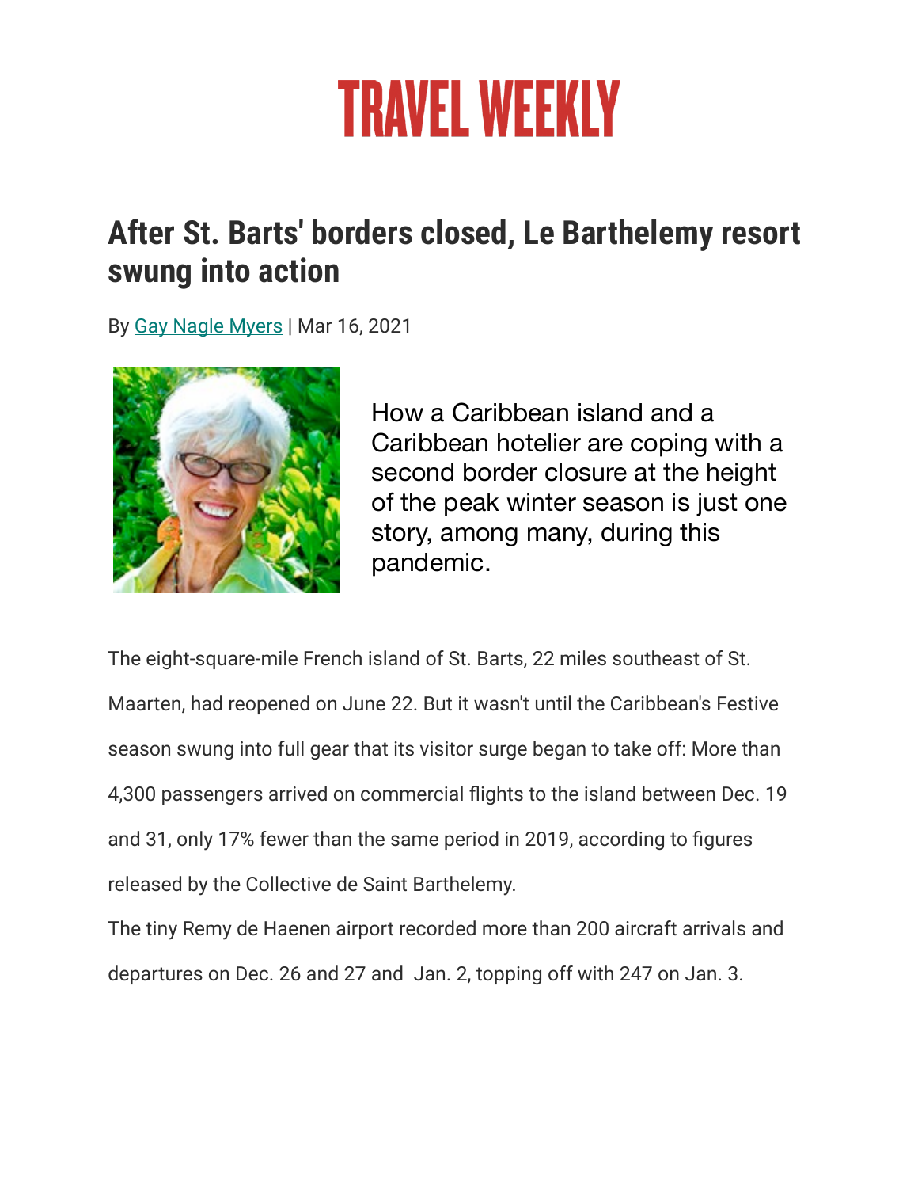# TRAVEL WEEKLY

## After St. Barts' borders closed, Le Barthelemy resort swung into action

By Gay Nagle Myers | Mar 16, 2021

How a Caribbean island and a Caribbean hotelier are coping with a second border closure at the height of the peak winter season is just one story, among many, during this pandemic.

The eight-square-mile French island of St. Barts, 22 miles southeast of St. Maarten, had reopened on June 22. But it wasn't until the Caribbean's Festive season swung into full gear that its visitor surge began to take off: More than 4,300 passengers arrived on commercial flights to the island between Dec. 19 and 31, only 17% fewer than the same period in 2019, according to figures released by the Collective de Saint Barthelemy.

The tiny Remy de Haenen airport recorded more than 200 aircraft arrivals and departures on Dec. 26 and 27 and Jan. 2, topping off with 247 on Jan. 3.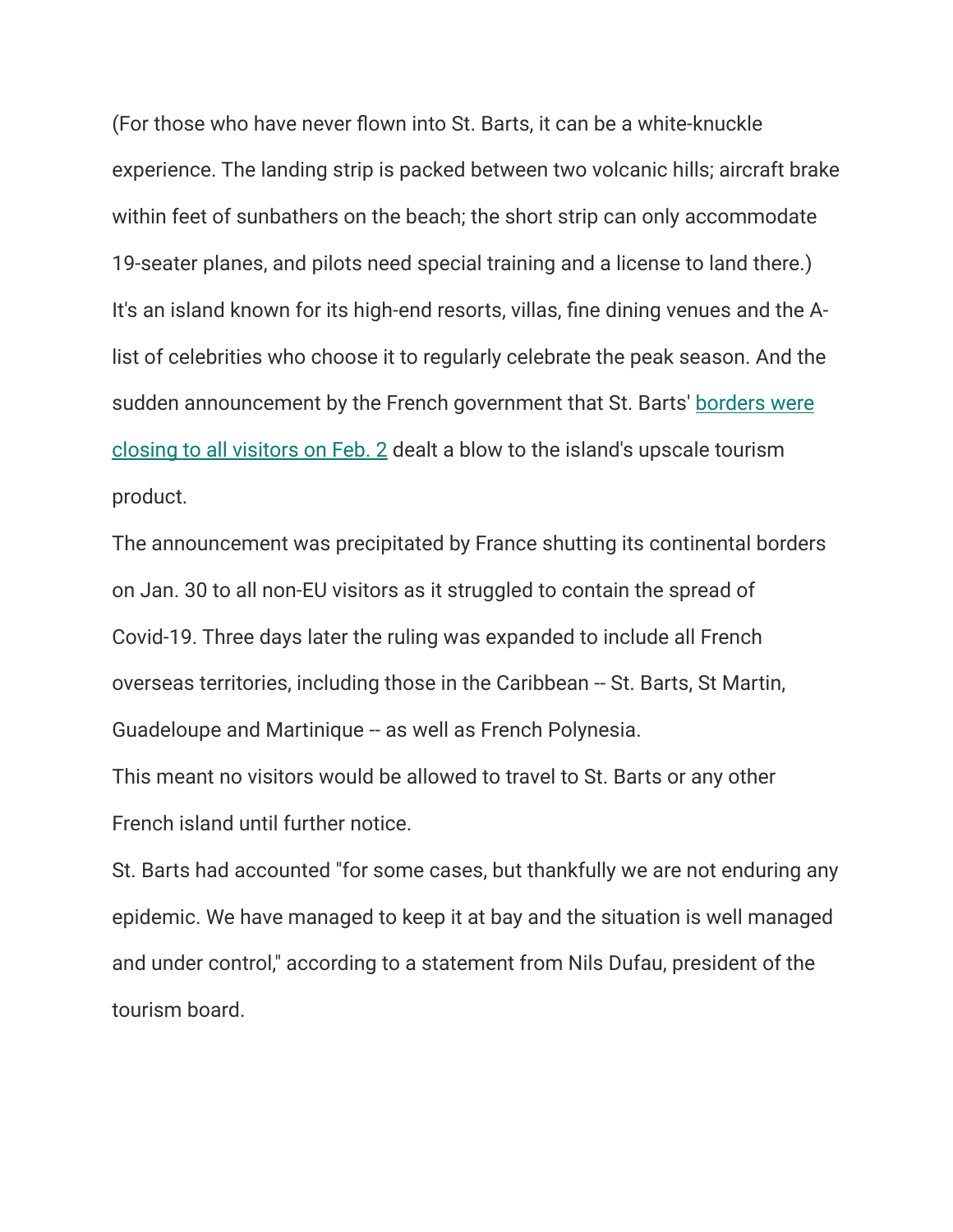(For those who have never flown into St. Barts, it can be a white-knuckle experience. The landing strip is packed between two volcanic hills; aircraft brake within feet of sunbathers on the beach; the short strip can only accommodate 19-seater planes, and pilots need special training and a license to land there.)

It's an island known for its high-end resorts, villas, fine dining venues and the A-list of celebrities who choose it to regularly celebrate the peak season. And the sudden announcement by the French government that St. Barts' [borders were closing to all visitors on Feb. 2] dealt a blow to the island's upscale tourism product.

The announcement was precipitated by France shutting its continental borders on Jan. 30 to all non-EU visitors as it struggled to contain the spread of Covid-19. Three days later the ruling was expanded to include all French overseas territories, including those in the Caribbean -- St. Barts, St Martin, Guadeloupe and Martinique -- as well as French Polynesia.

This meant no visitors would be allowed to travel to St. Barts or any other French island until further notice.

St. Barts had accounted "for some cases, but thankfully we are not enduring any epidemic. We have managed to keep it at bay and the situation is well managed and under control," according to a statement from Nils Dufau, president of the tourism board.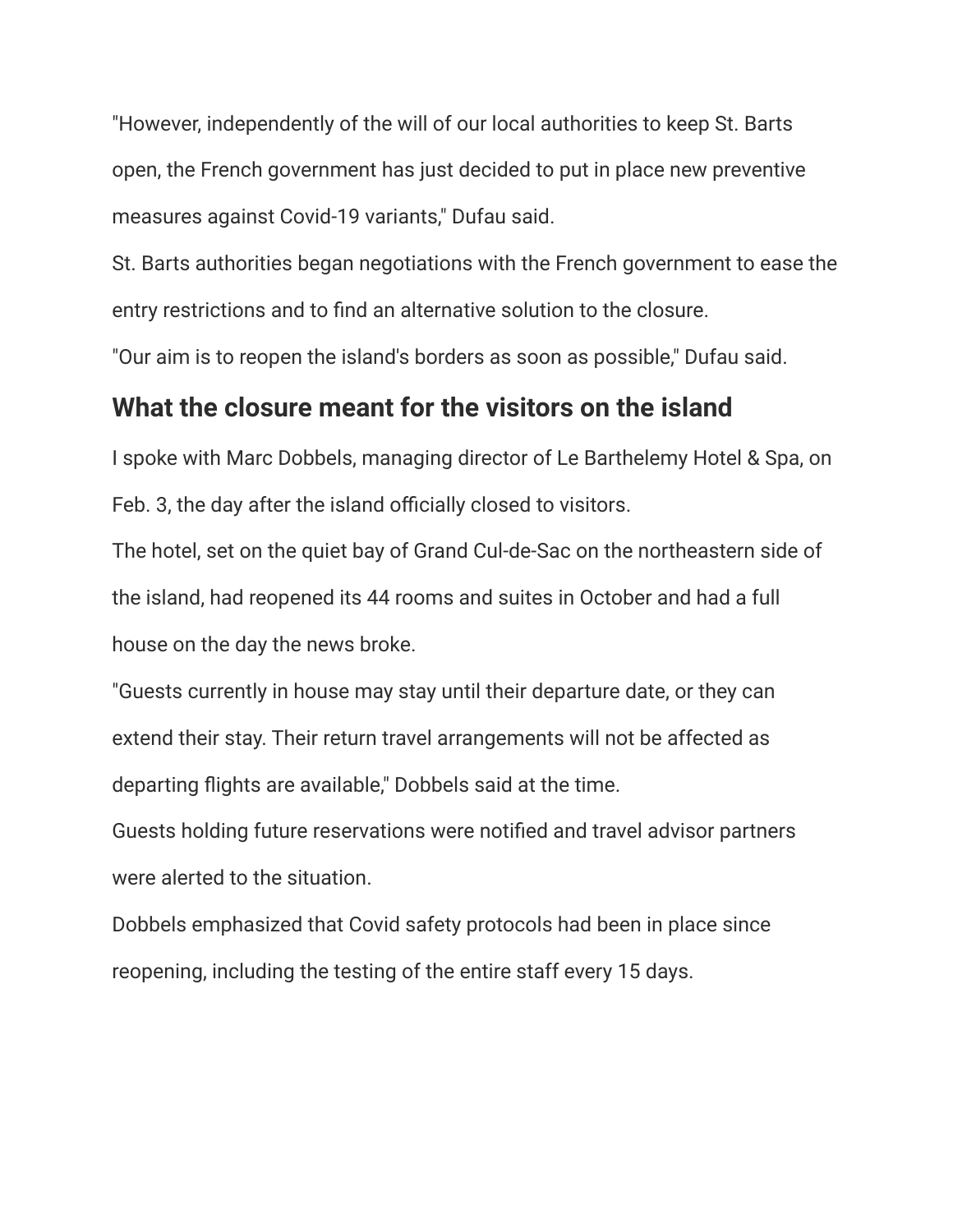"However, independently of the will of our local authorities to keep St. Barts open, the French government has just decided to put in place new preventive measures against Covid-19 variants," Dufau said.

St. Barts authorities began negotiations with the French government to ease the entry restrictions and to find an alternative solution to the closure.

"Our aim is to reopen the island's borders as soon as possible," Dufau said.

## What the closure meant for the visitors on the island

I spoke with Marc Dobbels, managing director of Le Barthelemy Hotel & Spa, on Feb. 3, the day after the island officially closed to visitors.

The hotel, set on the quiet bay of Grand Cul-de-Sac on the northeastern side of the island, had reopened its 44 rooms and suites in October and had a full house on the day the news broke.

"Guests currently in house may stay until their departure date, or they can extend their stay. Their return travel arrangements will not be affected as departing flights are available," Dobbels said at the time.

Guests holding future reservations were notified and travel advisor partners were alerted to the situation.

Dobbels emphasized that Covid safety protocols had been in place since reopening, including the testing of the entire staff every 15 days.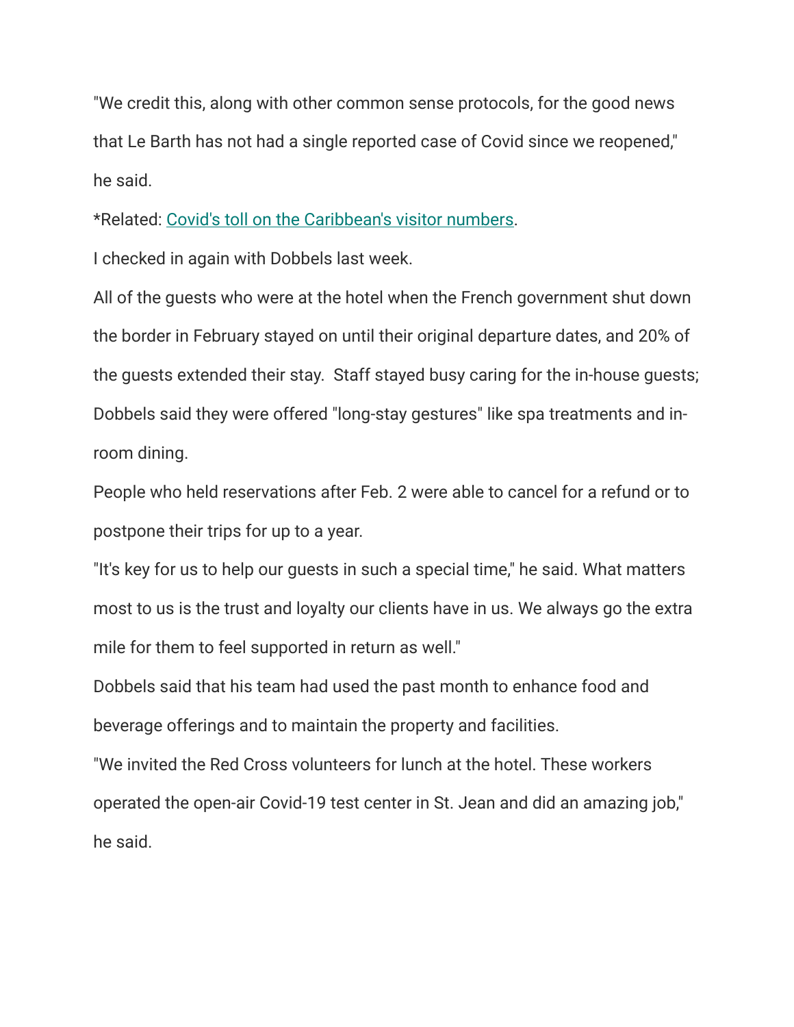"We credit this, along with other common sense protocols, for the good news that Le Barth has not had a single reported case of Covid since we reopened," he said.

*Related: [Covid's toll on the Caribbean's visitor numbers](#).

I checked in again with Dobbels last week.

All of the guests who were at the hotel when the French government shut down the border in February stayed on until their original departure dates, and 20% of the guests extended their stay. Staff stayed busy caring for the in-house guests; Dobbels said they were offered "long-stay gestures" like spa treatments and in-room dining.

People who held reservations after Feb. 2 were able to cancel for a refund or to postpone their trips for up to a year.

"It's key for us to help our guests in such a special time," he said. What matters most to us is the trust and loyalty our clients have in us. We always go the extra mile for them to feel supported in return as well."

Dobbels said that his team had used the past month to enhance food and beverage offerings and to maintain the property and facilities.

"We invited the Red Cross volunteers for lunch at the hotel. These workers operated the open-air Covid-19 test center in St. Jean and did an amazing job," he said.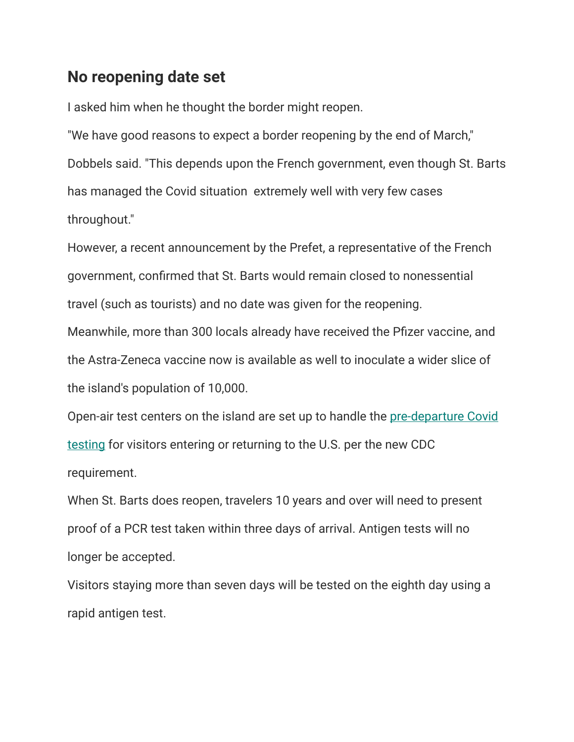## No reopening date set

I asked him when he thought the border might reopen.

"We have good reasons to expect a border reopening by the end of March," Dobbels said. "This depends upon the French government, even though St. Barts has managed the Covid situation extremely well with very few cases throughout."

However, a recent announcement by the Prefet, a representative of the French government, confirmed that St. Barts would remain closed to nonessential travel (such as tourists) and no date was given for the reopening.

Meanwhile, more than 300 locals already have received the Pfizer vaccine, and the Astra-Zeneca vaccine now is available as well to inoculate a wider slice of the island's population of 10,000.

Open-air test centers on the island are set up to handle the pre-departure Covid testing for visitors entering or returning to the U.S. per the new CDC requirement.

When St. Barts does reopen, travelers 10 years and over will need to present proof of a PCR test taken within three days of arrival. Antigen tests will no longer be accepted.

Visitors staying more than seven days will be tested on the eighth day using a rapid antigen test.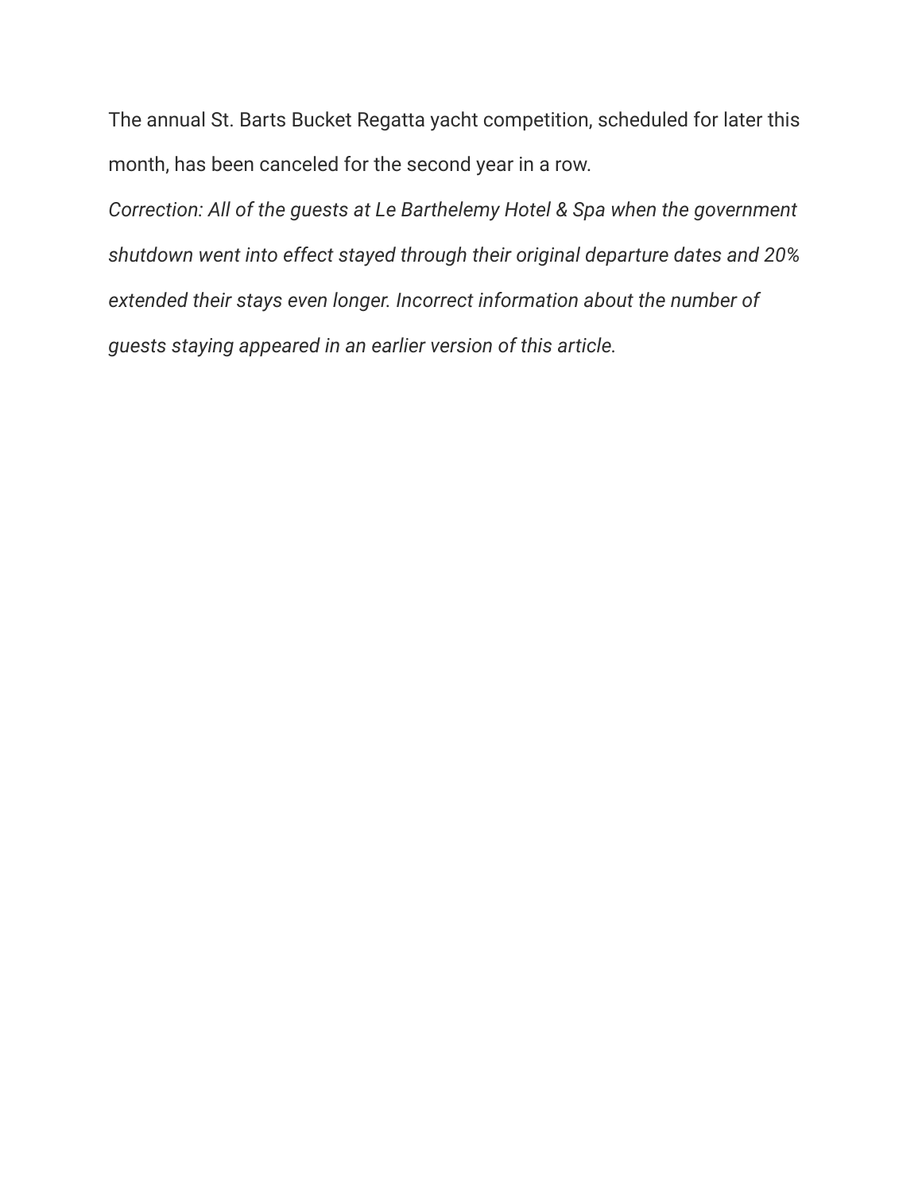The annual St. Barts Bucket Regatta yacht competition, scheduled for later this month, has been canceled for the second year in a row.

*Correction: All of the guests at Le Barthelemy Hotel & Spa when the government shutdown went into effect stayed through their original departure dates and 20% extended their stays even longer. Incorrect information about the number of guests staying appeared in an earlier version of this article.*